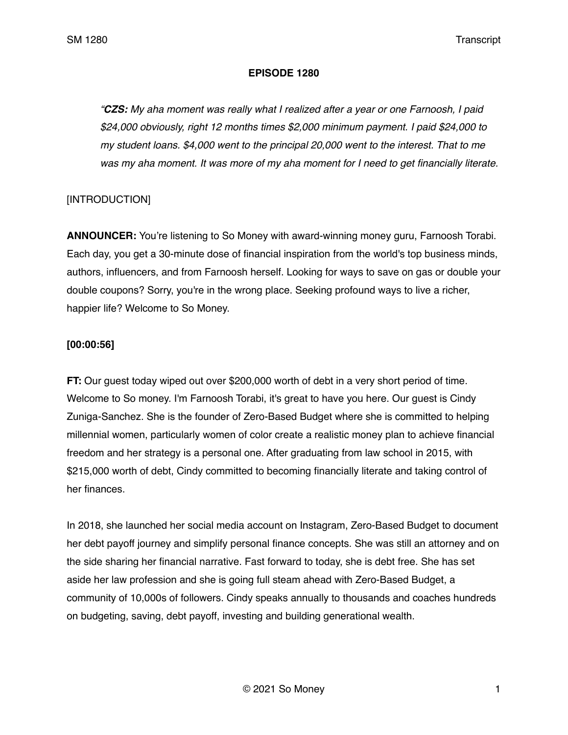**EPISODE 1280**

*"**CZS:** My aha moment was really what I realized after a year or one Farnoosh, I paid $24,000 obviously, right 12 months times $2,000 minimum payment. I paid $24,000 to my student loans. $4,000 went to the principal 20,000 went to the interest. That to me was my aha moment. It was more of my aha moment for I need to get financially literate.*

[INTRODUCTION]

**ANNOUNCER:** You're listening to So Money with award-winning money guru, Farnoosh Torabi. Each day, you get a 30-minute dose of financial inspiration from the world's top business minds, authors, influencers, and from Farnoosh herself. Looking for ways to save on gas or double your double coupons? Sorry, you're in the wrong place. Seeking profound ways to live a richer, happier life? Welcome to So Money.

**[00:00:56]**

**FT:** Our guest today wiped out over $200,000 worth of debt in a very short period of time. Welcome to So money. I'm Farnoosh Torabi, it's great to have you here. Our guest is Cindy Zuniga-Sanchez. She is the founder of Zero-Based Budget where she is committed to helping millennial women, particularly women of color create a realistic money plan to achieve financial freedom and her strategy is a personal one. After graduating from law school in 2015, with $215,000 worth of debt, Cindy committed to becoming financially literate and taking control of her finances.

In 2018, she launched her social media account on Instagram, Zero-Based Budget to document her debt payoff journey and simplify personal finance concepts. She was still an attorney and on the side sharing her financial narrative. Fast forward to today, she is debt free. She has set aside her law profession and she is going full steam ahead with Zero-Based Budget, a community of 10,000s of followers. Cindy speaks annually to thousands and coaches hundreds on budgeting, saving, debt payoff, investing and building generational wealth.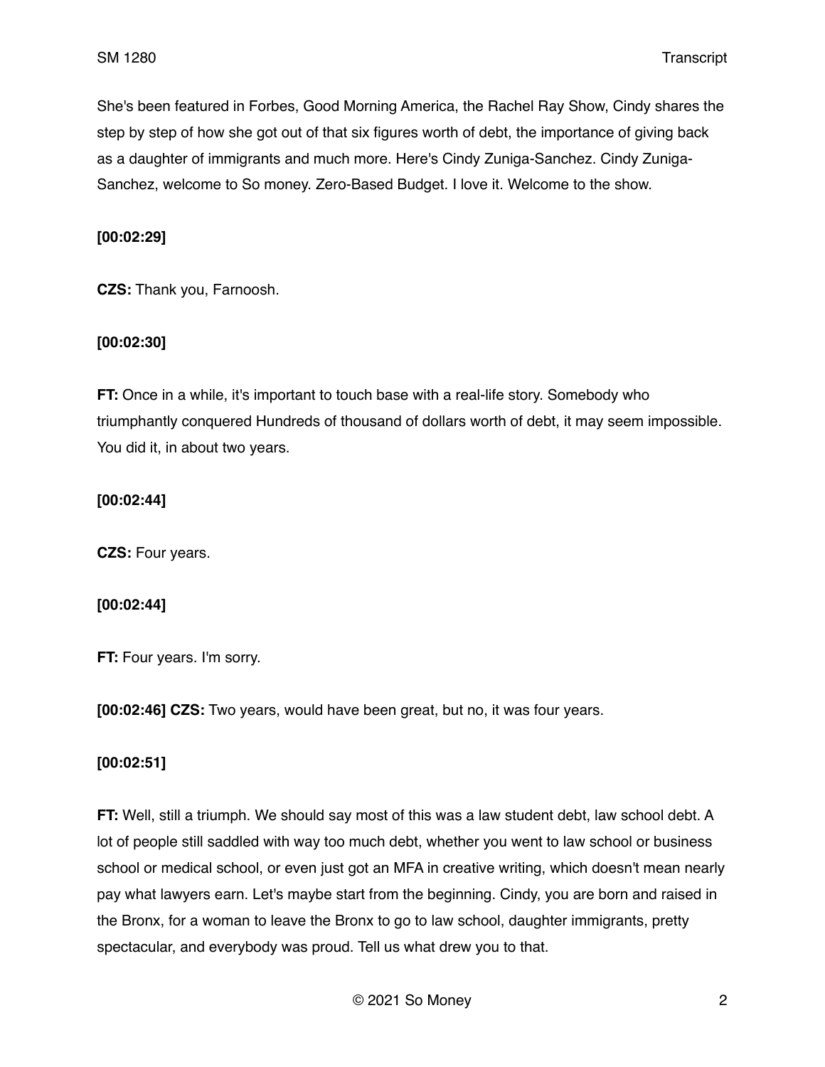She's been featured in Forbes, Good Morning America, the Rachel Ray Show, Cindy shares the step by step of how she got out of that six figures worth of debt, the importance of giving back as a daughter of immigrants and much more. Here's Cindy Zuniga-Sanchez. Cindy Zuniga-Sanchez, welcome to So money. Zero-Based Budget. I love it. Welcome to the show.

**[00:02:29]**

**CZS:** Thank you, Farnoosh.

**[00:02:30]**

**FT:** Once in a while, it's important to touch base with a real-life story. Somebody who triumphantly conquered Hundreds of thousand of dollars worth of debt, it may seem impossible. You did it, in about two years.

**[00:02:44]**

**CZS:** Four years.

**[00:02:44]**

**FT:** Four years. I'm sorry.

**[00:02:46] CZS:** Two years, would have been great, but no, it was four years.

**[00:02:51]**

**FT:** Well, still a triumph. We should say most of this was a law student debt, law school debt. A lot of people still saddled with way too much debt, whether you went to law school or business school or medical school, or even just got an MFA in creative writing, which doesn't mean nearly pay what lawyers earn. Let's maybe start from the beginning. Cindy, you are born and raised in the Bronx, for a woman to leave the Bronx to go to law school, daughter immigrants, pretty spectacular, and everybody was proud. Tell us what drew you to that.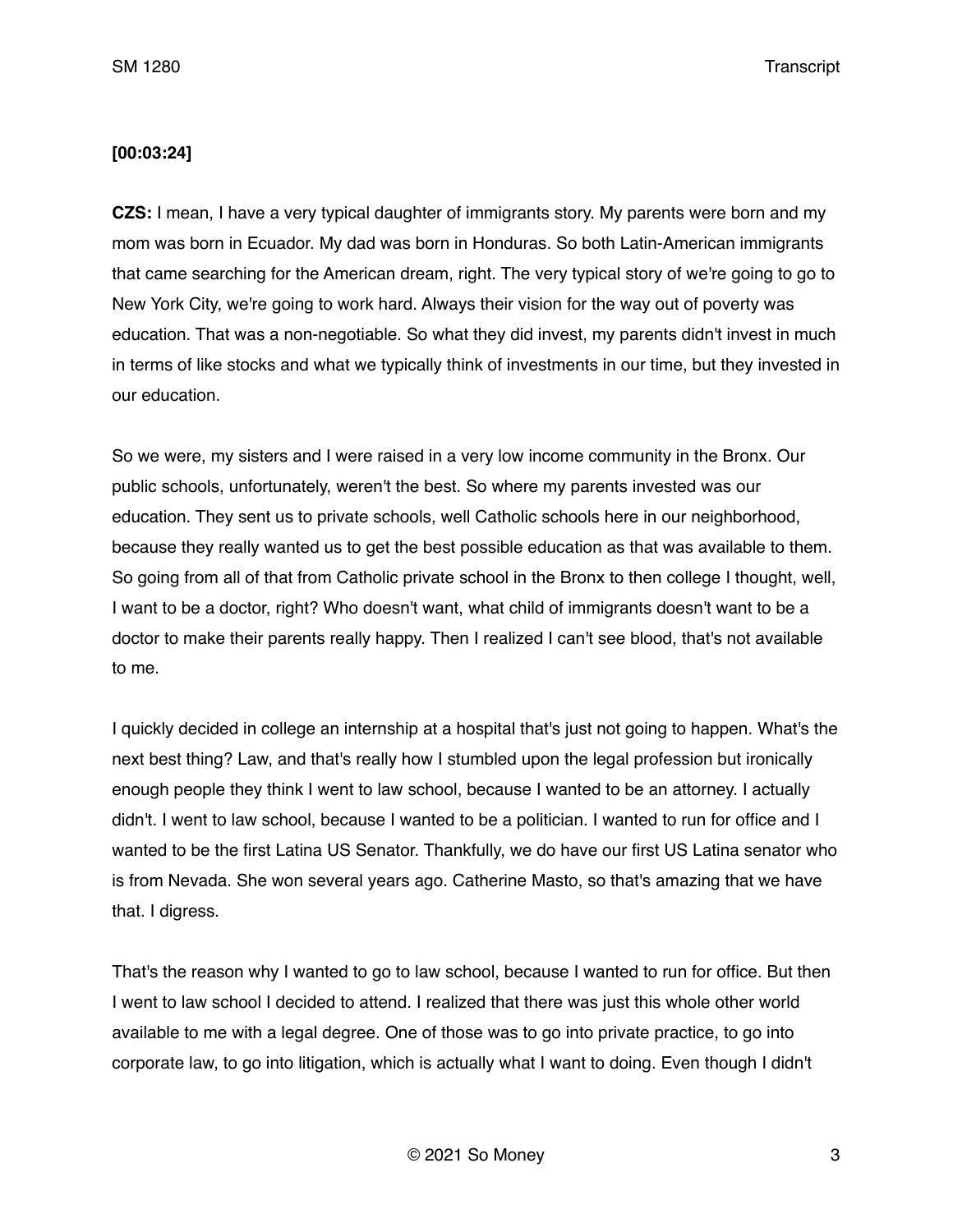**[00:03:24]**

**CZS:** I mean, I have a very typical daughter of immigrants story. My parents were born and my mom was born in Ecuador. My dad was born in Honduras. So both Latin-American immigrants that came searching for the American dream, right. The very typical story of we're going to go to New York City, we're going to work hard. Always their vision for the way out of poverty was education. That was a non-negotiable. So what they did invest, my parents didn't invest in much in terms of like stocks and what we typically think of investments in our time, but they invested in our education.

So we were, my sisters and I were raised in a very low income community in the Bronx. Our public schools, unfortunately, weren't the best. So where my parents invested was our education. They sent us to private schools, well Catholic schools here in our neighborhood, because they really wanted us to get the best possible education as that was available to them. So going from all of that from Catholic private school in the Bronx to then college I thought, well, I want to be a doctor, right? Who doesn't want, what child of immigrants doesn't want to be a doctor to make their parents really happy. Then I realized I can't see blood, that's not available to me.

I quickly decided in college an internship at a hospital that's just not going to happen. What's the next best thing? Law, and that's really how I stumbled upon the legal profession but ironically enough people they think I went to law school, because I wanted to be an attorney. I actually didn't. I went to law school, because I wanted to be a politician. I wanted to run for office and I wanted to be the first Latina US Senator. Thankfully, we do have our first US Latina senator who is from Nevada. She won several years ago. Catherine Masto, so that's amazing that we have that. I digress.

That's the reason why I wanted to go to law school, because I wanted to run for office. But then I went to law school I decided to attend. I realized that there was just this whole other world available to me with a legal degree. One of those was to go into private practice, to go into corporate law, to go into litigation, which is actually what I want to doing. Even though I didn't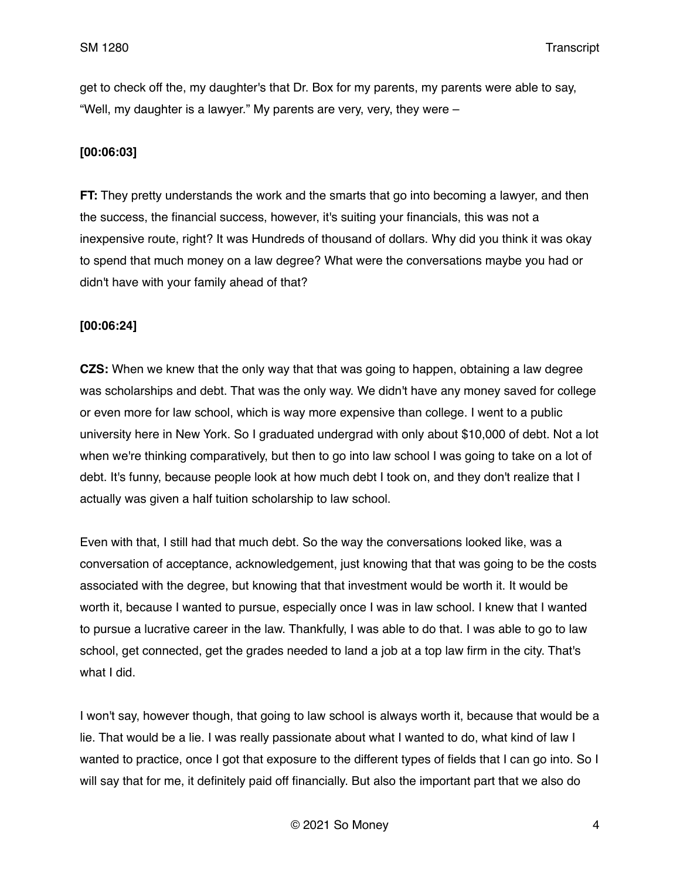get to check off the, my daughter's that Dr. Box for my parents, my parents were able to say, “Well, my daughter is a lawyer.” My parents are very, very, they were –

**[00:06:03]**

**FT:** They pretty understands the work and the smarts that go into becoming a lawyer, and then the success, the financial success, however, it's suiting your financials, this was not a inexpensive route, right? It was Hundreds of thousand of dollars. Why did you think it was okay to spend that much money on a law degree? What were the conversations maybe you had or didn't have with your family ahead of that?

**[00:06:24]**

**CZS:** When we knew that the only way that that was going to happen, obtaining a law degree was scholarships and debt. That was the only way. We didn't have any money saved for college or even more for law school, which is way more expensive than college. I went to a public university here in New York. So I graduated undergrad with only about $10,000 of debt. Not a lot when we're thinking comparatively, but then to go into law school I was going to take on a lot of debt. It's funny, because people look at how much debt I took on, and they don't realize that I actually was given a half tuition scholarship to law school.

Even with that, I still had that much debt. So the way the conversations looked like, was a conversation of acceptance, acknowledgement, just knowing that that was going to be the costs associated with the degree, but knowing that that investment would be worth it. It would be worth it, because I wanted to pursue, especially once I was in law school. I knew that I wanted to pursue a lucrative career in the law. Thankfully, I was able to do that. I was able to go to law school, get connected, get the grades needed to land a job at a top law firm in the city. That's what I did.

I won't say, however though, that going to law school is always worth it, because that would be a lie. That would be a lie. I was really passionate about what I wanted to do, what kind of law I wanted to practice, once I got that exposure to the different types of fields that I can go into. So I will say that for me, it definitely paid off financially. But also the important part that we also do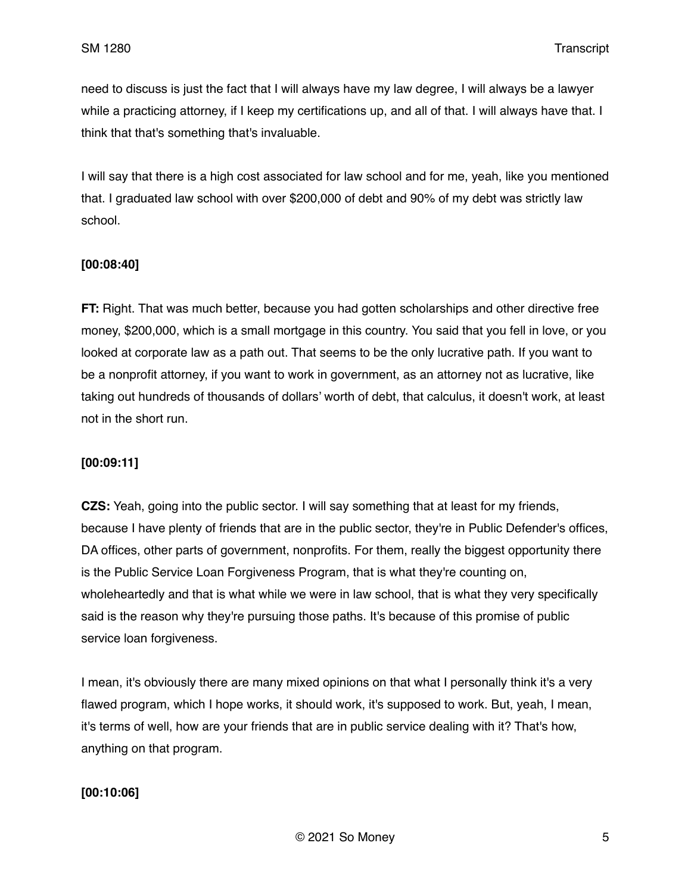need to discuss is just the fact that I will always have my law degree, I will always be a lawyer while a practicing attorney, if I keep my certifications up, and all of that. I will always have that. I think that that's something that's invaluable.

I will say that there is a high cost associated for law school and for me, yeah, like you mentioned that. I graduated law school with over $200,000 of debt and 90% of my debt was strictly law school.

**[00:08:40]**

**FT:** Right. That was much better, because you had gotten scholarships and other directive free money, $200,000, which is a small mortgage in this country. You said that you fell in love, or you looked at corporate law as a path out. That seems to be the only lucrative path. If you want to be a nonprofit attorney, if you want to work in government, as an attorney not as lucrative, like taking out hundreds of thousands of dollars' worth of debt, that calculus, it doesn't work, at least not in the short run.

**[00:09:11]**

**CZS:** Yeah, going into the public sector. I will say something that at least for my friends, because I have plenty of friends that are in the public sector, they're in Public Defender's offices, DA offices, other parts of government, nonprofits. For them, really the biggest opportunity there is the Public Service Loan Forgiveness Program, that is what they're counting on, wholeheartedly and that is what while we were in law school, that is what they very specifically said is the reason why they're pursuing those paths. It's because of this promise of public service loan forgiveness.

I mean, it's obviously there are many mixed opinions on that what I personally think it's a very flawed program, which I hope works, it should work, it's supposed to work. But, yeah, I mean, it's terms of well, how are your friends that are in public service dealing with it? That's how, anything on that program.

**[00:10:06]**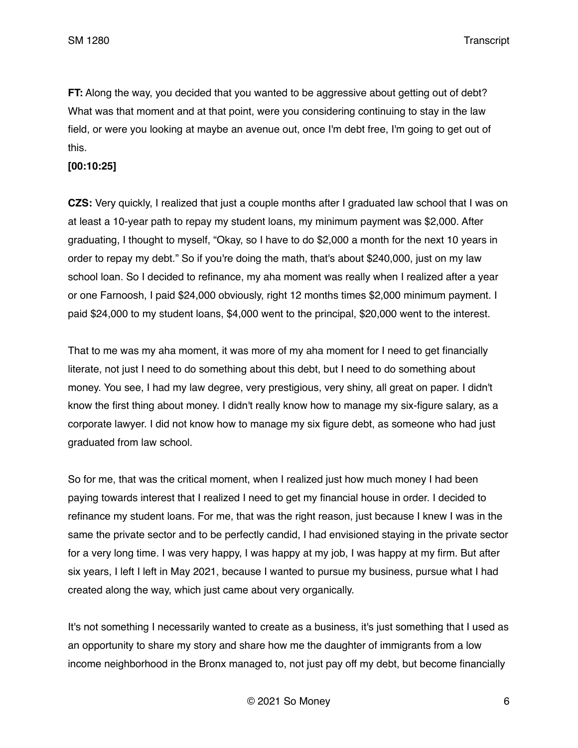**FT:** Along the way, you decided that you wanted to be aggressive about getting out of debt? What was that moment and at that point, were you considering continuing to stay in the law field, or were you looking at maybe an avenue out, once I'm debt free, I'm going to get out of this.

**[00:10:25]**

**CZS:** Very quickly, I realized that just a couple months after I graduated law school that I was on at least a 10-year path to repay my student loans, my minimum payment was $2,000. After graduating, I thought to myself, "Okay, so I have to do $2,000 a month for the next 10 years in order to repay my debt." So if you're doing the math, that's about $240,000, just on my law school loan. So I decided to refinance, my aha moment was really when I realized after a year or one Farnoosh, I paid $24,000 obviously, right 12 months times $2,000 minimum payment. I paid $24,000 to my student loans, $4,000 went to the principal, $20,000 went to the interest.

That to me was my aha moment, it was more of my aha moment for I need to get financially literate, not just I need to do something about this debt, but I need to do something about money. You see, I had my law degree, very prestigious, very shiny, all great on paper. I didn't know the first thing about money. I didn't really know how to manage my six-figure salary, as a corporate lawyer. I did not know how to manage my six figure debt, as someone who had just graduated from law school.

So for me, that was the critical moment, when I realized just how much money I had been paying towards interest that I realized I need to get my financial house in order. I decided to refinance my student loans. For me, that was the right reason, just because I knew I was in the same the private sector and to be perfectly candid, I had envisioned staying in the private sector for a very long time. I was very happy, I was happy at my job, I was happy at my firm. But after six years, I left I left in May 2021, because I wanted to pursue my business, pursue what I had created along the way, which just came about very organically.

It's not something I necessarily wanted to create as a business, it's just something that I used as an opportunity to share my story and share how me the daughter of immigrants from a low income neighborhood in the Bronx managed to, not just pay off my debt, but become financially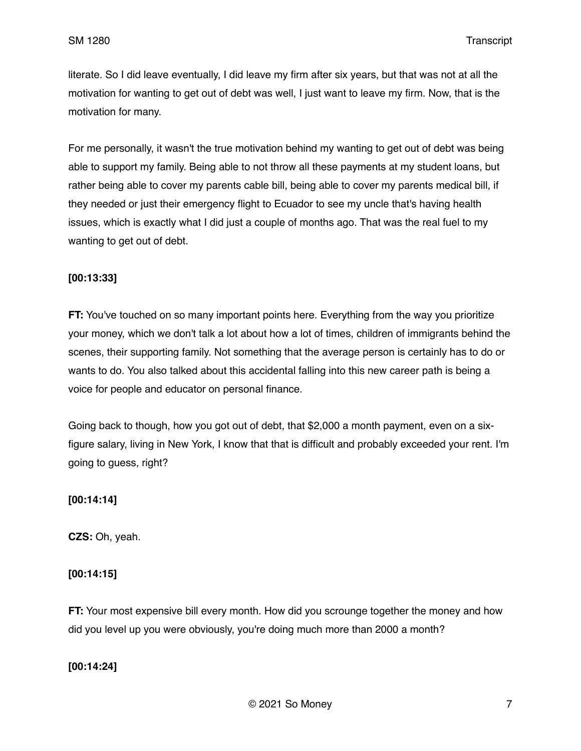literate. So I did leave eventually, I did leave my firm after six years, but that was not at all the motivation for wanting to get out of debt was well, I just want to leave my firm. Now, that is the motivation for many.

For me personally, it wasn't the true motivation behind my wanting to get out of debt was being able to support my family. Being able to not throw all these payments at my student loans, but rather being able to cover my parents cable bill, being able to cover my parents medical bill, if they needed or just their emergency flight to Ecuador to see my uncle that's having health issues, which is exactly what I did just a couple of months ago. That was the real fuel to my wanting to get out of debt.

**[00:13:33]**

**FT:** You've touched on so many important points here. Everything from the way you prioritize your money, which we don't talk a lot about how a lot of times, children of immigrants behind the scenes, their supporting family. Not something that the average person is certainly has to do or wants to do. You also talked about this accidental falling into this new career path is being a voice for people and educator on personal finance.

Going back to though, how you got out of debt, that $2,000 a month payment, even on a six-figure salary, living in New York, I know that that is difficult and probably exceeded your rent. I'm going to guess, right?

**[00:14:14]**

**CZS:** Oh, yeah.

**[00:14:15]**

**FT:** Your most expensive bill every month. How did you scrounge together the money and how did you level up you were obviously, you're doing much more than 2000 a month?

**[00:14:24]**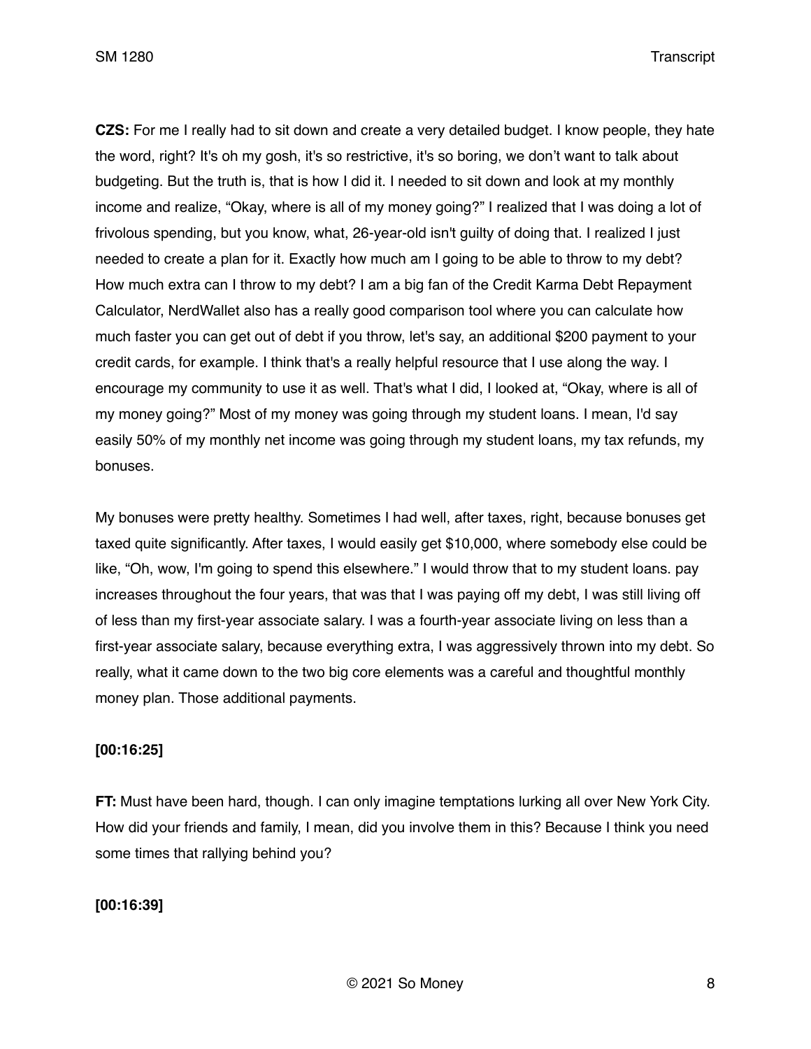**CZS:** For me I really had to sit down and create a very detailed budget. I know people, they hate the word, right? It's oh my gosh, it's so restrictive, it's so boring, we don't want to talk about budgeting. But the truth is, that is how I did it. I needed to sit down and look at my monthly income and realize, "Okay, where is all of my money going?" I realized that I was doing a lot of frivolous spending, but you know, what, 26-year-old isn't guilty of doing that. I realized I just needed to create a plan for it. Exactly how much am I going to be able to throw to my debt? How much extra can I throw to my debt? I am a big fan of the Credit Karma Debt Repayment Calculator, NerdWallet also has a really good comparison tool where you can calculate how much faster you can get out of debt if you throw, let's say, an additional $200 payment to your credit cards, for example. I think that's a really helpful resource that I use along the way. I encourage my community to use it as well. That's what I did, I looked at, "Okay, where is all of my money going?" Most of my money was going through my student loans. I mean, I'd say easily 50% of my monthly net income was going through my student loans, my tax refunds, my bonuses.

My bonuses were pretty healthy. Sometimes I had well, after taxes, right, because bonuses get taxed quite significantly. After taxes, I would easily get $10,000, where somebody else could be like, "Oh, wow, I'm going to spend this elsewhere." I would throw that to my student loans. pay increases throughout the four years, that was that I was paying off my debt, I was still living off of less than my first-year associate salary. I was a fourth-year associate living on less than a first-year associate salary, because everything extra, I was aggressively thrown into my debt. So really, what it came down to the two big core elements was a careful and thoughtful monthly money plan. Those additional payments.

**[00:16:25]**

**FT:** Must have been hard, though. I can only imagine temptations lurking all over New York City. How did your friends and family, I mean, did you involve them in this? Because I think you need some times that rallying behind you?

**[00:16:39]**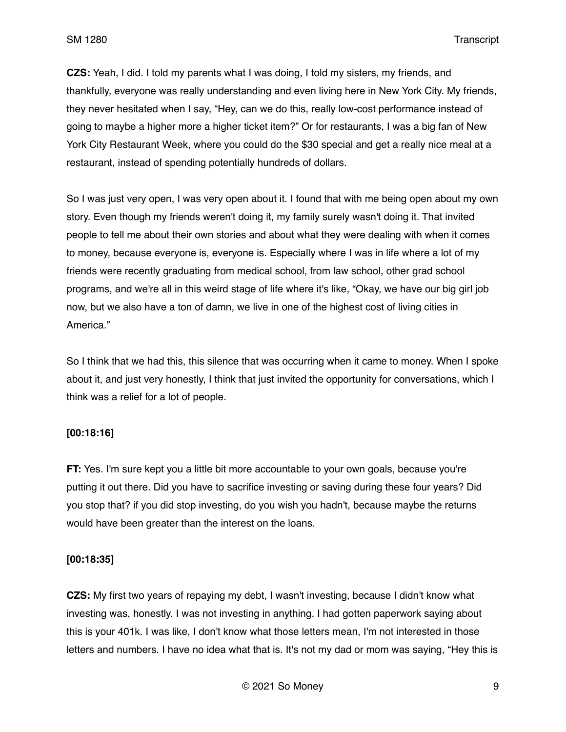**CZS:** Yeah, I did. I told my parents what I was doing, I told my sisters, my friends, and thankfully, everyone was really understanding and even living here in New York City. My friends, they never hesitated when I say, "Hey, can we do this, really low-cost performance instead of going to maybe a higher more a higher ticket item?" Or for restaurants, I was a big fan of New York City Restaurant Week, where you could do the $30 special and get a really nice meal at a restaurant, instead of spending potentially hundreds of dollars.

So I was just very open, I was very open about it. I found that with me being open about my own story. Even though my friends weren't doing it, my family surely wasn't doing it. That invited people to tell me about their own stories and about what they were dealing with when it comes to money, because everyone is, everyone is. Especially where I was in life where a lot of my friends were recently graduating from medical school, from law school, other grad school programs, and we're all in this weird stage of life where it's like, "Okay, we have our big girl job now, but we also have a ton of damn, we live in one of the highest cost of living cities in America."

So I think that we had this, this silence that was occurring when it came to money. When I spoke about it, and just very honestly, I think that just invited the opportunity for conversations, which I think was a relief for a lot of people.

**[00:18:16]**

**FT:** Yes. I'm sure kept you a little bit more accountable to your own goals, because you're putting it out there. Did you have to sacrifice investing or saving during these four years? Did you stop that? if you did stop investing, do you wish you hadn't, because maybe the returns would have been greater than the interest on the loans.

**[00:18:35]**

**CZS:** My first two years of repaying my debt, I wasn't investing, because I didn't know what investing was, honestly. I was not investing in anything. I had gotten paperwork saying about this is your 401k. I was like, I don't know what those letters mean, I'm not interested in those letters and numbers. I have no idea what that is. It's not my dad or mom was saying, "Hey this is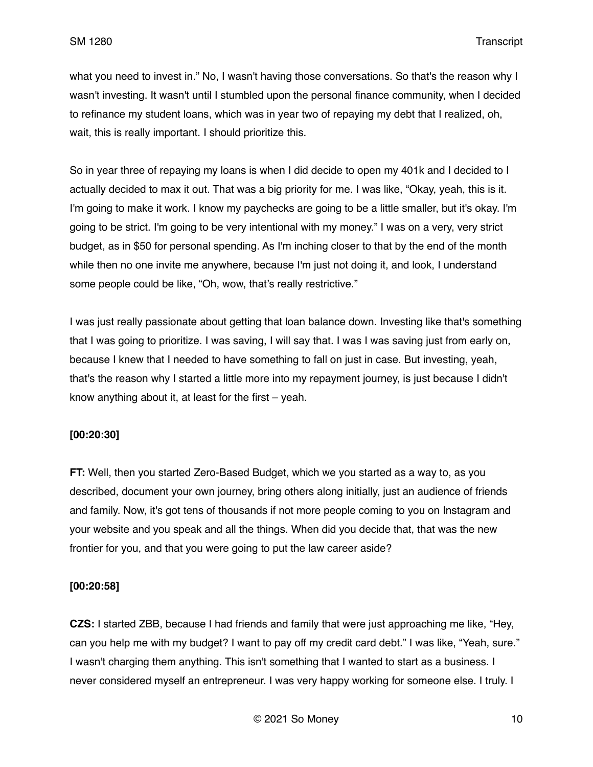what you need to invest in." No, I wasn't having those conversations. So that's the reason why I wasn't investing. It wasn't until I stumbled upon the personal finance community, when I decided to refinance my student loans, which was in year two of repaying my debt that I realized, oh, wait, this is really important. I should prioritize this.

So in year three of repaying my loans is when I did decide to open my 401k and I decided to I actually decided to max it out. That was a big priority for me. I was like, "Okay, yeah, this is it. I'm going to make it work. I know my paychecks are going to be a little smaller, but it's okay. I'm going to be strict. I'm going to be very intentional with my money." I was on a very, very strict budget, as in $50 for personal spending. As I'm inching closer to that by the end of the month while then no one invite me anywhere, because I'm just not doing it, and look, I understand some people could be like, "Oh, wow, that's really restrictive."

I was just really passionate about getting that loan balance down. Investing like that's something that I was going to prioritize. I was saving, I will say that. I was I was saving just from early on, because I knew that I needed to have something to fall on just in case. But investing, yeah, that's the reason why I started a little more into my repayment journey, is just because I didn't know anything about it, at least for the first – yeah.

**[00:20:30]**

**FT:** Well, then you started Zero-Based Budget, which we you started as a way to, as you described, document your own journey, bring others along initially, just an audience of friends and family. Now, it's got tens of thousands if not more people coming to you on Instagram and your website and you speak and all the things. When did you decide that, that was the new frontier for you, and that you were going to put the law career aside?

**[00:20:58]**

**CZS:** I started ZBB, because I had friends and family that were just approaching me like, "Hey, can you help me with my budget? I want to pay off my credit card debt." I was like, "Yeah, sure." I wasn't charging them anything. This isn't something that I wanted to start as a business. I never considered myself an entrepreneur. I was very happy working for someone else. I truly. I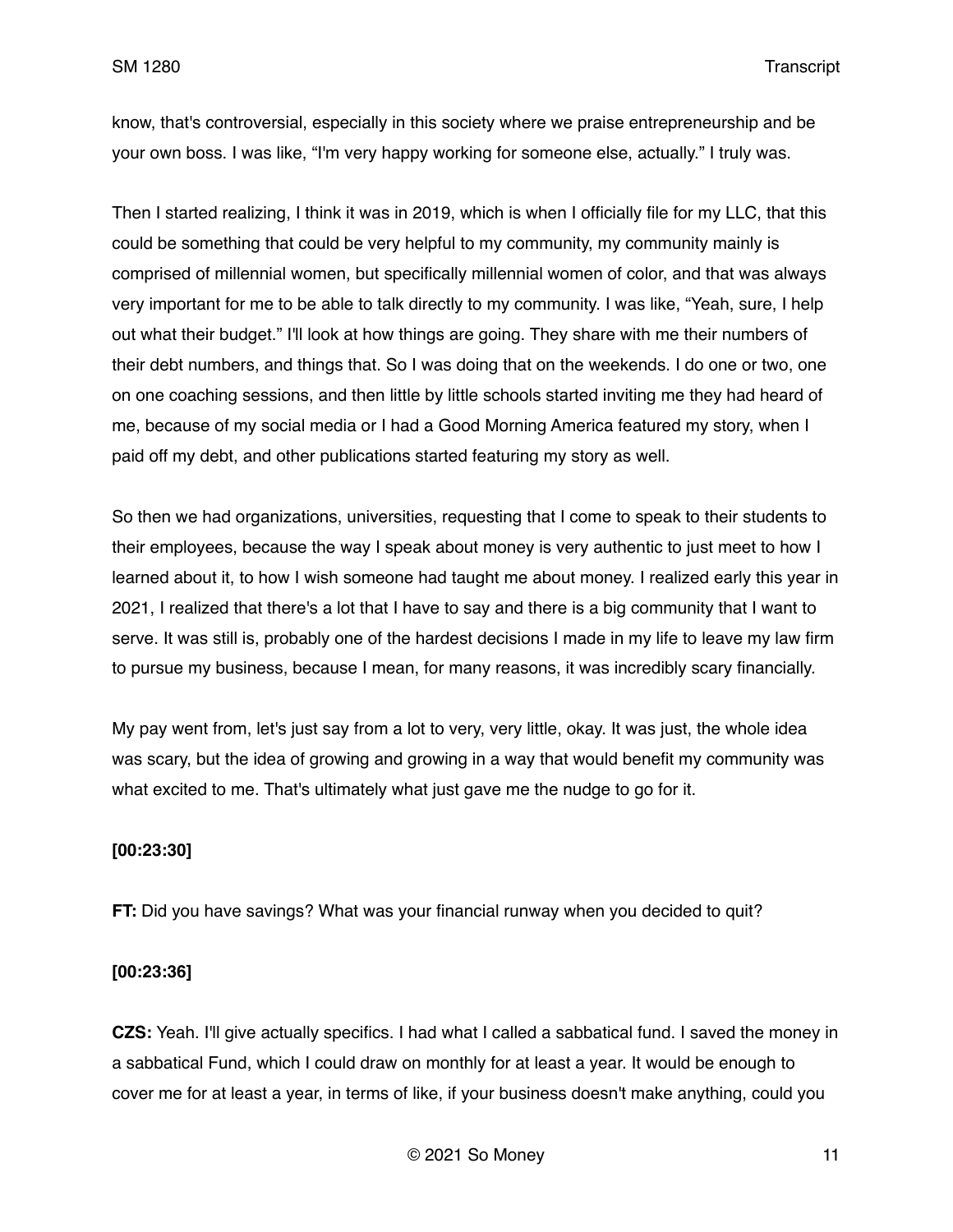know, that's controversial, especially in this society where we praise entrepreneurship and be your own boss. I was like, "I'm very happy working for someone else, actually." I truly was.

Then I started realizing, I think it was in 2019, which is when I officially file for my LLC, that this could be something that could be very helpful to my community, my community mainly is comprised of millennial women, but specifically millennial women of color, and that was always very important for me to be able to talk directly to my community. I was like, "Yeah, sure, I help out what their budget." I'll look at how things are going. They share with me their numbers of their debt numbers, and things that. So I was doing that on the weekends. I do one or two, one on one coaching sessions, and then little by little schools started inviting me they had heard of me, because of my social media or I had a Good Morning America featured my story, when I paid off my debt, and other publications started featuring my story as well.

So then we had organizations, universities, requesting that I come to speak to their students to their employees, because the way I speak about money is very authentic to just meet to how I learned about it, to how I wish someone had taught me about money. I realized early this year in 2021, I realized that there's a lot that I have to say and there is a big community that I want to serve. It was still is, probably one of the hardest decisions I made in my life to leave my law firm to pursue my business, because I mean, for many reasons, it was incredibly scary financially.

My pay went from, let's just say from a lot to very, very little, okay. It was just, the whole idea was scary, but the idea of growing and growing in a way that would benefit my community was what excited to me. That's ultimately what just gave me the nudge to go for it.

**[00:23:30]**

**FT:** Did you have savings? What was your financial runway when you decided to quit?

**[00:23:36]**

**CZS:** Yeah. I'll give actually specifics. I had what I called a sabbatical fund. I saved the money in a sabbatical Fund, which I could draw on monthly for at least a year. It would be enough to cover me for at least a year, in terms of like, if your business doesn't make anything, could you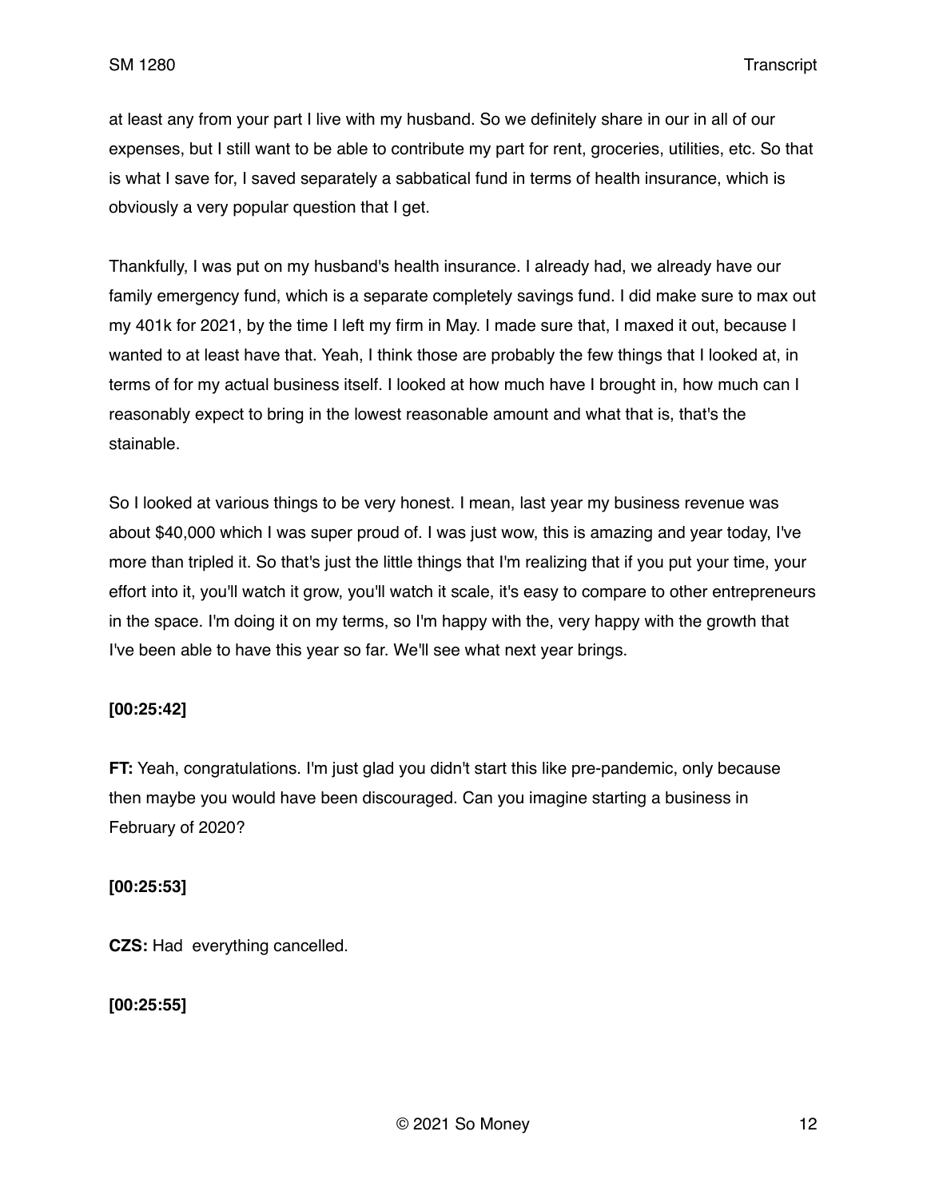at least any from your part I live with my husband. So we definitely share in our in all of our expenses, but I still want to be able to contribute my part for rent, groceries, utilities, etc. So that is what I save for, I saved separately a sabbatical fund in terms of health insurance, which is obviously a very popular question that I get.

Thankfully, I was put on my husband's health insurance. I already had, we already have our family emergency fund, which is a separate completely savings fund. I did make sure to max out my 401k for 2021, by the time I left my firm in May. I made sure that, I maxed it out, because I wanted to at least have that. Yeah, I think those are probably the few things that I looked at, in terms of for my actual business itself. I looked at how much have I brought in, how much can I reasonably expect to bring in the lowest reasonable amount and what that is, that's the stainable.

So I looked at various things to be very honest. I mean, last year my business revenue was about $40,000 which I was super proud of. I was just wow, this is amazing and year today, I've more than tripled it. So that's just the little things that I'm realizing that if you put your time, your effort into it, you'll watch it grow, you'll watch it scale, it's easy to compare to other entrepreneurs in the space. I'm doing it on my terms, so I'm happy with the, very happy with the growth that I've been able to have this year so far. We'll see what next year brings.

**[00:25:42]**

**FT:** Yeah, congratulations. I'm just glad you didn't start this like pre-pandemic, only because then maybe you would have been discouraged. Can you imagine starting a business in February of 2020?

**[00:25:53]**

**CZS:** Had everything cancelled.

**[00:25:55]**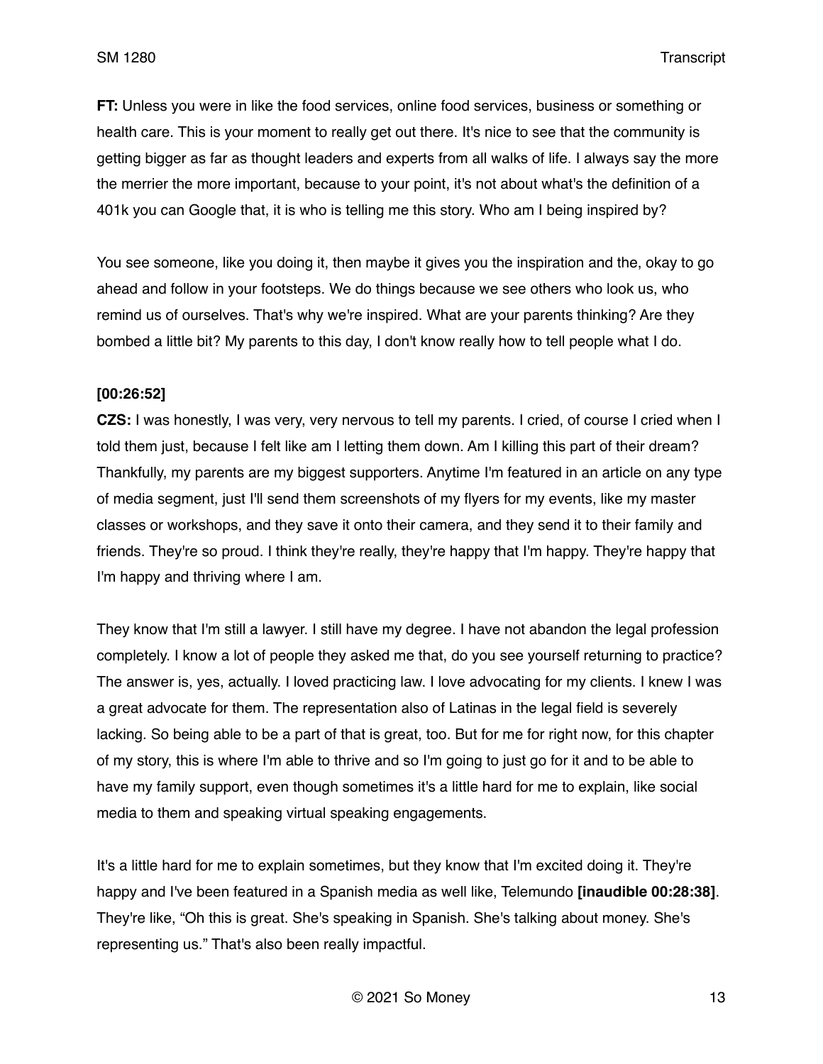**FT:** Unless you were in like the food services, online food services, business or something or health care. This is your moment to really get out there. It's nice to see that the community is getting bigger as far as thought leaders and experts from all walks of life. I always say the more the merrier the more important, because to your point, it's not about what's the definition of a 401k you can Google that, it is who is telling me this story. Who am I being inspired by?

You see someone, like you doing it, then maybe it gives you the inspiration and the, okay to go ahead and follow in your footsteps. We do things because we see others who look us, who remind us of ourselves. That's why we're inspired. What are your parents thinking? Are they bombed a little bit? My parents to this day, I don't know really how to tell people what I do.

**[00:26:52]**

**CZS:** I was honestly, I was very, very nervous to tell my parents. I cried, of course I cried when I told them just, because I felt like am I letting them down. Am I killing this part of their dream? Thankfully, my parents are my biggest supporters. Anytime I'm featured in an article on any type of media segment, just I'll send them screenshots of my flyers for my events, like my master classes or workshops, and they save it onto their camera, and they send it to their family and friends. They're so proud. I think they're really, they're happy that I'm happy. They're happy that I'm happy and thriving where I am.

They know that I'm still a lawyer. I still have my degree. I have not abandon the legal profession completely. I know a lot of people they asked me that, do you see yourself returning to practice? The answer is, yes, actually. I loved practicing law. I love advocating for my clients. I knew I was a great advocate for them. The representation also of Latinas in the legal field is severely lacking. So being able to be a part of that is great, too. But for me for right now, for this chapter of my story, this is where I'm able to thrive and so I'm going to just go for it and to be able to have my family support, even though sometimes it's a little hard for me to explain, like social media to them and speaking virtual speaking engagements.

It's a little hard for me to explain sometimes, but they know that I'm excited doing it. They're happy and I've been featured in a Spanish media as well like, Telemundo **[inaudible 00:28:38]**. They're like, "Oh this is great. She's speaking in Spanish. She's talking about money. She's representing us." That's also been really impactful.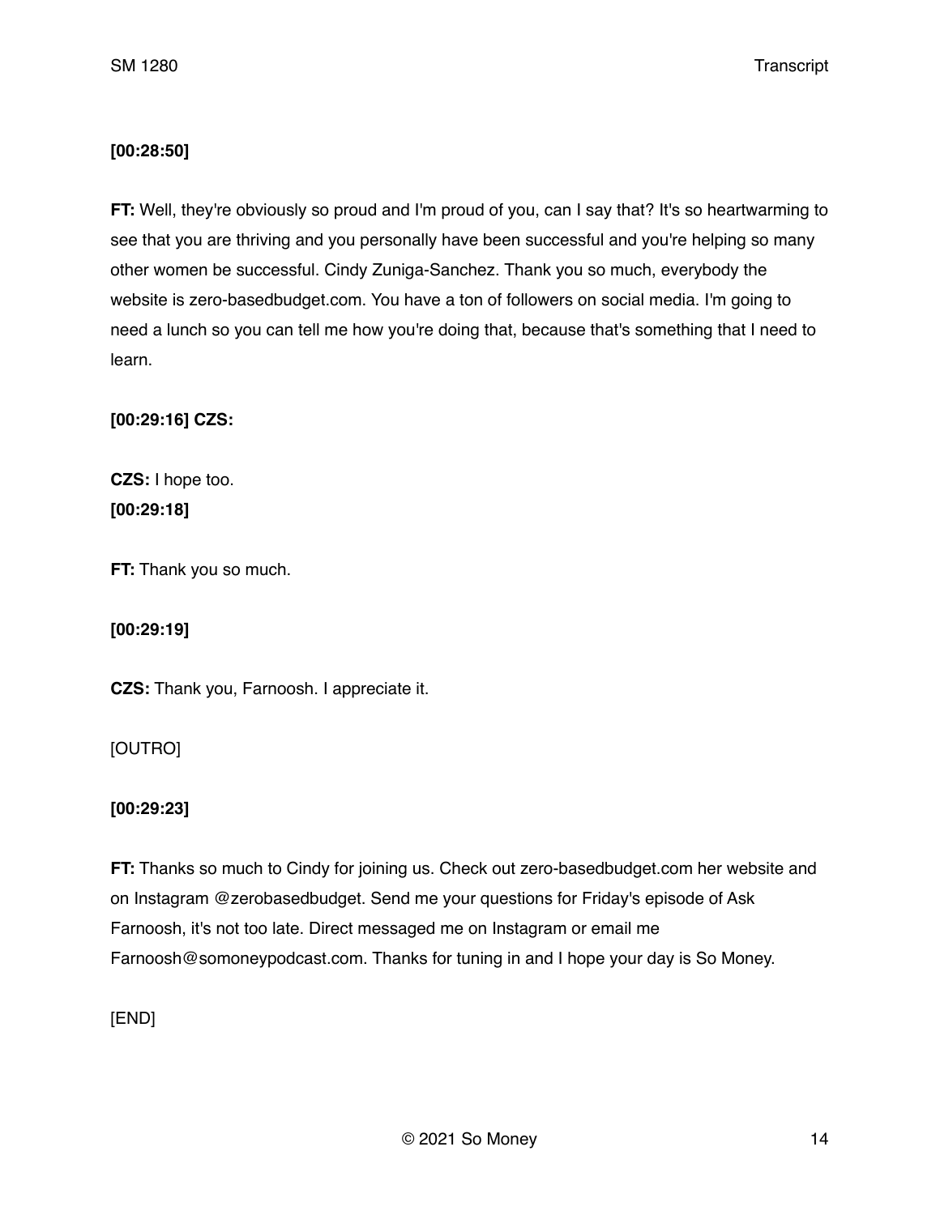**[00:28:50]**

**FT:** Well, they're obviously so proud and I'm proud of you, can I say that? It's so heartwarming to see that you are thriving and you personally have been successful and you're helping so many other women be successful. Cindy Zuniga-Sanchez. Thank you so much, everybody the website is zero-basedbudget.com. You have a ton of followers on social media. I'm going to need a lunch so you can tell me how you're doing that, because that's something that I need to learn.

**[00:29:16] CZS:**

**CZS:** I hope too.
**[00:29:18]**

**FT:** Thank you so much.

**[00:29:19]**

**CZS:** Thank you, Farnoosh. I appreciate it.

[OUTRO]

**[00:29:23]**

**FT:** Thanks so much to Cindy for joining us. Check out zero-basedbudget.com her website and on Instagram @zerobasedbudget. Send me your questions for Friday's episode of Ask Farnoosh, it's not too late. Direct messaged me on Instagram or email me Farnoosh@somoneypodcast.com. Thanks for tuning in and I hope your day is So Money.

[END]